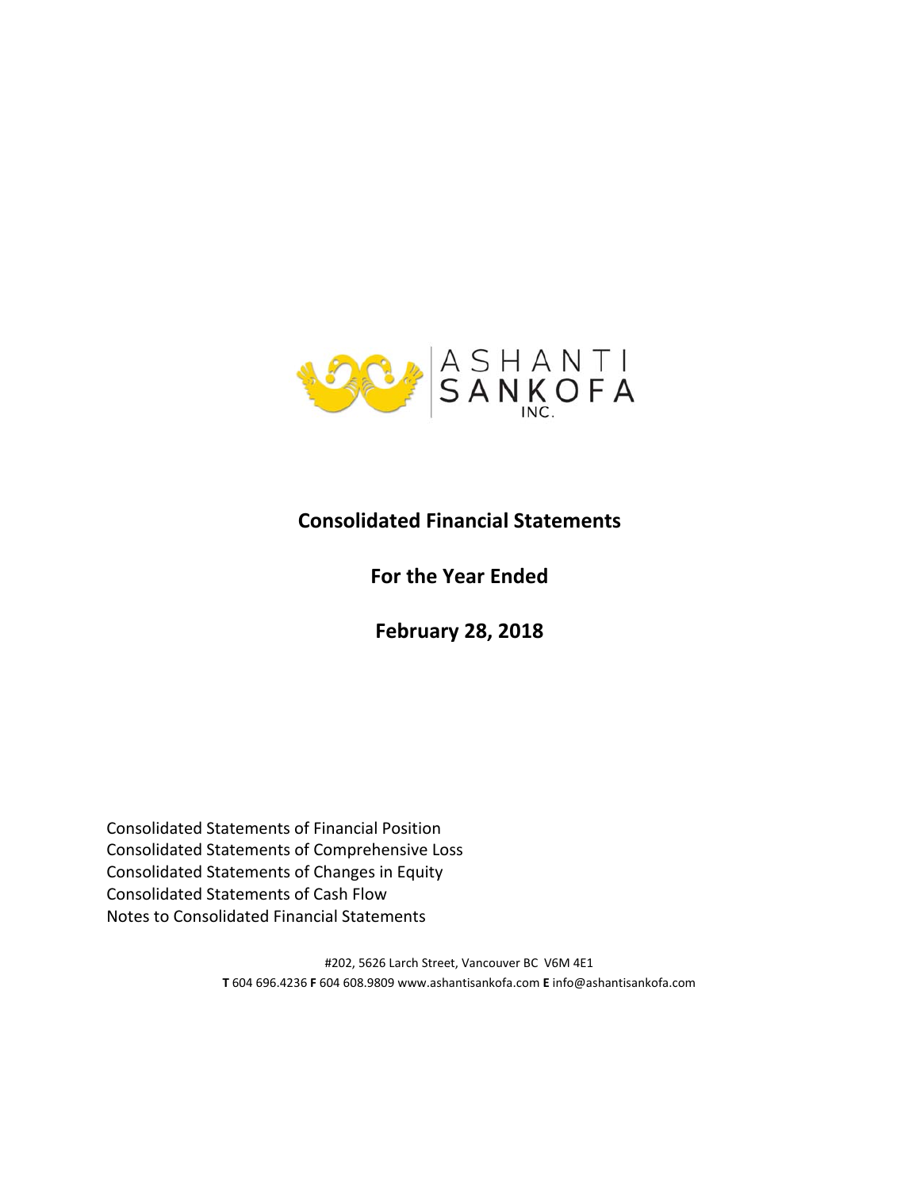ASHANTI SANKOFA INC.

# Consolidated Financial Statements

## For the Year Ended

## February 28, 2018

Consolidated Statements of Financial Position
Consolidated Statements of Comprehensive Loss
Consolidated Statements of Changes in Equity
Consolidated Statements of Cash Flow
Notes to Consolidated Financial Statements

#202, 5626 Larch Street, Vancouver BC V6M 4E1
**T** 604 696.4236 **F** 604 608.9809 www.ashantisankofa.com **E** info@ashantisankofa.com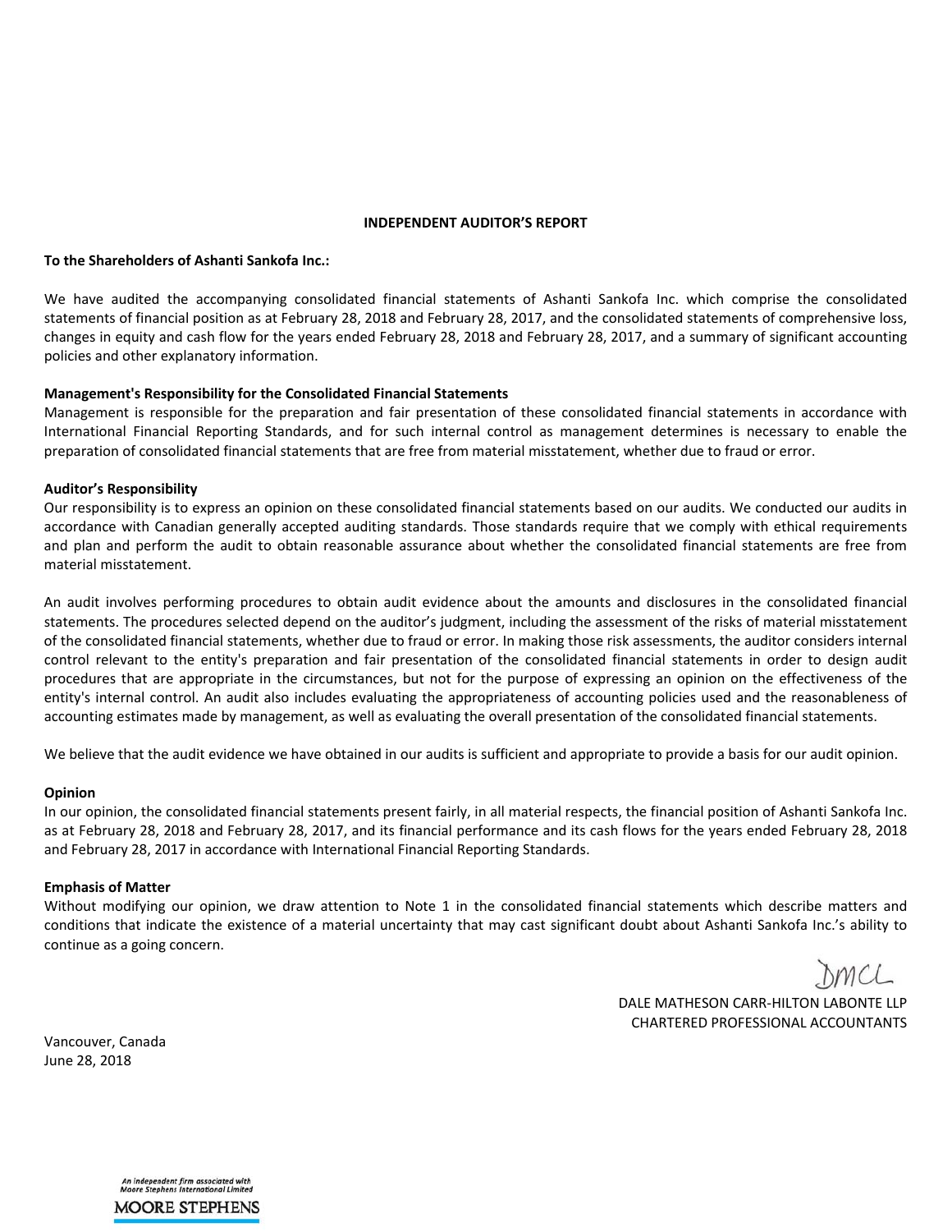# INDEPENDENT AUDITOR'S REPORT

**To the Shareholders of Ashanti Sankofa Inc.:**

We have audited the accompanying consolidated financial statements of Ashanti Sankofa Inc. which comprise the consolidated statements of financial position as at February 28, 2018 and February 28, 2017, and the consolidated statements of comprehensive loss, changes in equity and cash flow for the years ended February 28, 2018 and February 28, 2017, and a summary of significant accounting policies and other explanatory information.

**Management's Responsibility for the Consolidated Financial Statements**

Management is responsible for the preparation and fair presentation of these consolidated financial statements in accordance with International Financial Reporting Standards, and for such internal control as management determines is necessary to enable the preparation of consolidated financial statements that are free from material misstatement, whether due to fraud or error.

**Auditor's Responsibility**

Our responsibility is to express an opinion on these consolidated financial statements based on our audits. We conducted our audits in accordance with Canadian generally accepted auditing standards. Those standards require that we comply with ethical requirements and plan and perform the audit to obtain reasonable assurance about whether the consolidated financial statements are free from material misstatement.

An audit involves performing procedures to obtain audit evidence about the amounts and disclosures in the consolidated financial statements. The procedures selected depend on the auditor's judgment, including the assessment of the risks of material misstatement of the consolidated financial statements, whether due to fraud or error. In making those risk assessments, the auditor considers internal control relevant to the entity's preparation and fair presentation of the consolidated financial statements in order to design audit procedures that are appropriate in the circumstances, but not for the purpose of expressing an opinion on the effectiveness of the entity's internal control. An audit also includes evaluating the appropriateness of accounting policies used and the reasonableness of accounting estimates made by management, as well as evaluating the overall presentation of the consolidated financial statements.

We believe that the audit evidence we have obtained in our audits is sufficient and appropriate to provide a basis for our audit opinion.

**Opinion**

In our opinion, the consolidated financial statements present fairly, in all material respects, the financial position of Ashanti Sankofa Inc. as at February 28, 2018 and February 28, 2017, and its financial performance and its cash flows for the years ended February 28, 2018 and February 28, 2017 in accordance with International Financial Reporting Standards.

**Emphasis of Matter**

Without modifying our opinion, we draw attention to Note 1 in the consolidated financial statements which describe matters and conditions that indicate the existence of a material uncertainty that may cast significant doubt about Ashanti Sankofa Inc.'s ability to continue as a going concern.

DMCL

DALE MATHESON CARR-HILTON LABONTE LLP
CHARTERED PROFESSIONAL ACCOUNTANTS

Vancouver, Canada
June 28, 2018

An independent firm associated with Moore Stephens International Limited
MOORE STEPHENS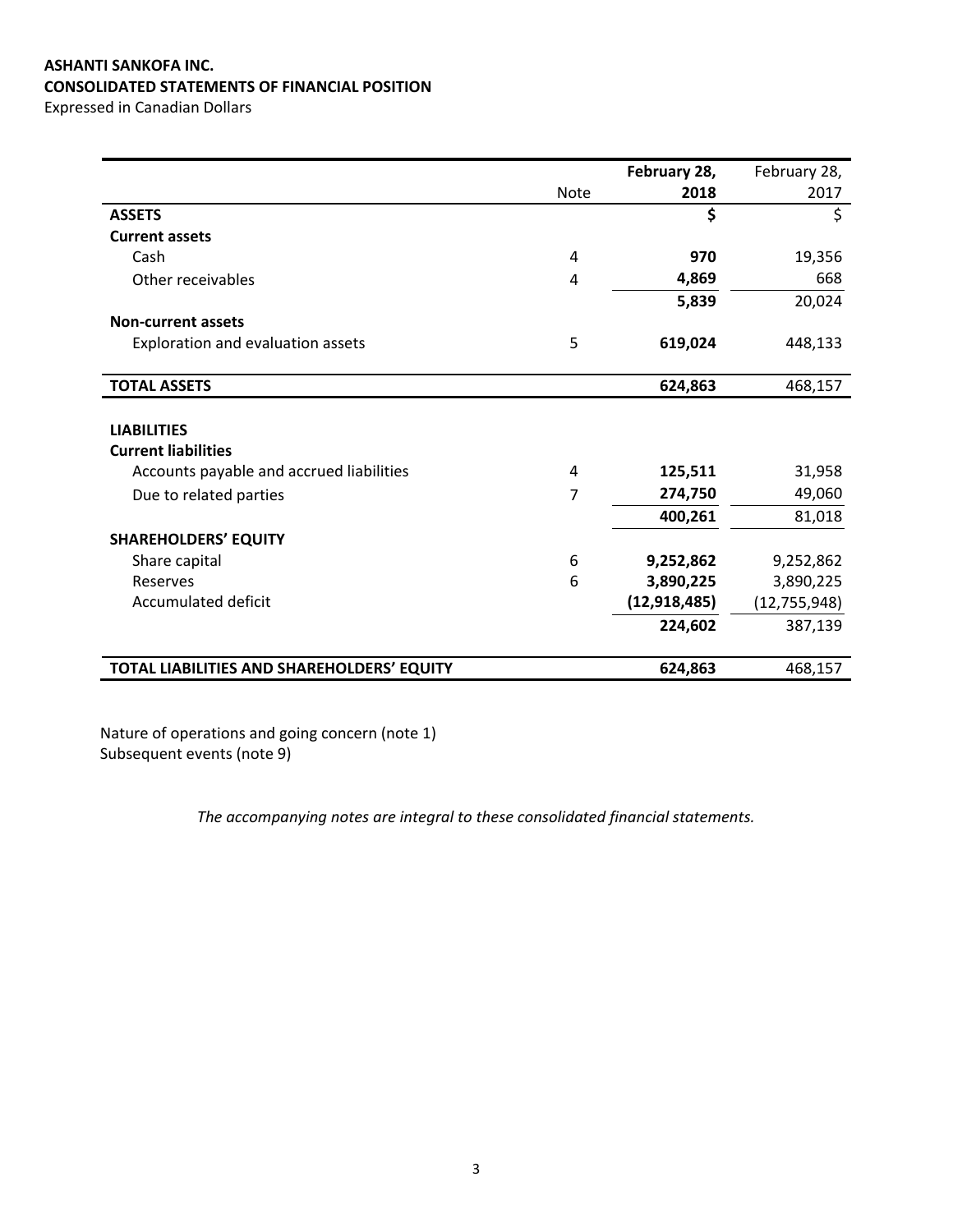**ASHANTI SANKOFA INC.**
**CONSOLIDATED STATEMENTS OF FINANCIAL POSITION**
Expressed in Canadian Dollars

| | Note | **February 28, 2018** | February 28, 2017 |
|---|---|---|---|
| **ASSETS** | | **$** | $ |
| **Current assets** | | | |
| Cash | 4 | **970** | 19,356 |
| Other receivables | 4 | **4,869** | 668 |
| | | **5,839** | 20,024 |
| **Non-current assets** | | | |
| Exploration and evaluation assets | 5 | **619,024** | 448,133 |
| **TOTAL ASSETS** | | **624,863** | 468,157 |
| | | | |
| **LIABILITIES** | | | |
| **Current liabilities** | | | |
| Accounts payable and accrued liabilities | 4 | **125,511** | 31,958 |
| Due to related parties | 7 | **274,750** | 49,060 |
| | | **400,261** | 81,018 |
| **SHAREHOLDERS' EQUITY** | | | |
| Share capital | 6 | **9,252,862** | 9,252,862 |
| Reserves | 6 | **3,890,225** | 3,890,225 |
| Accumulated deficit | | **(12,918,485)** | (12,755,948) |
| | | **224,602** | 387,139 |
| **TOTAL LIABILITIES AND SHAREHOLDERS' EQUITY** | | **624,863** | 468,157 |

Nature of operations and going concern (note 1)
Subsequent events (note 9)

*The accompanying notes are integral to these consolidated financial statements.*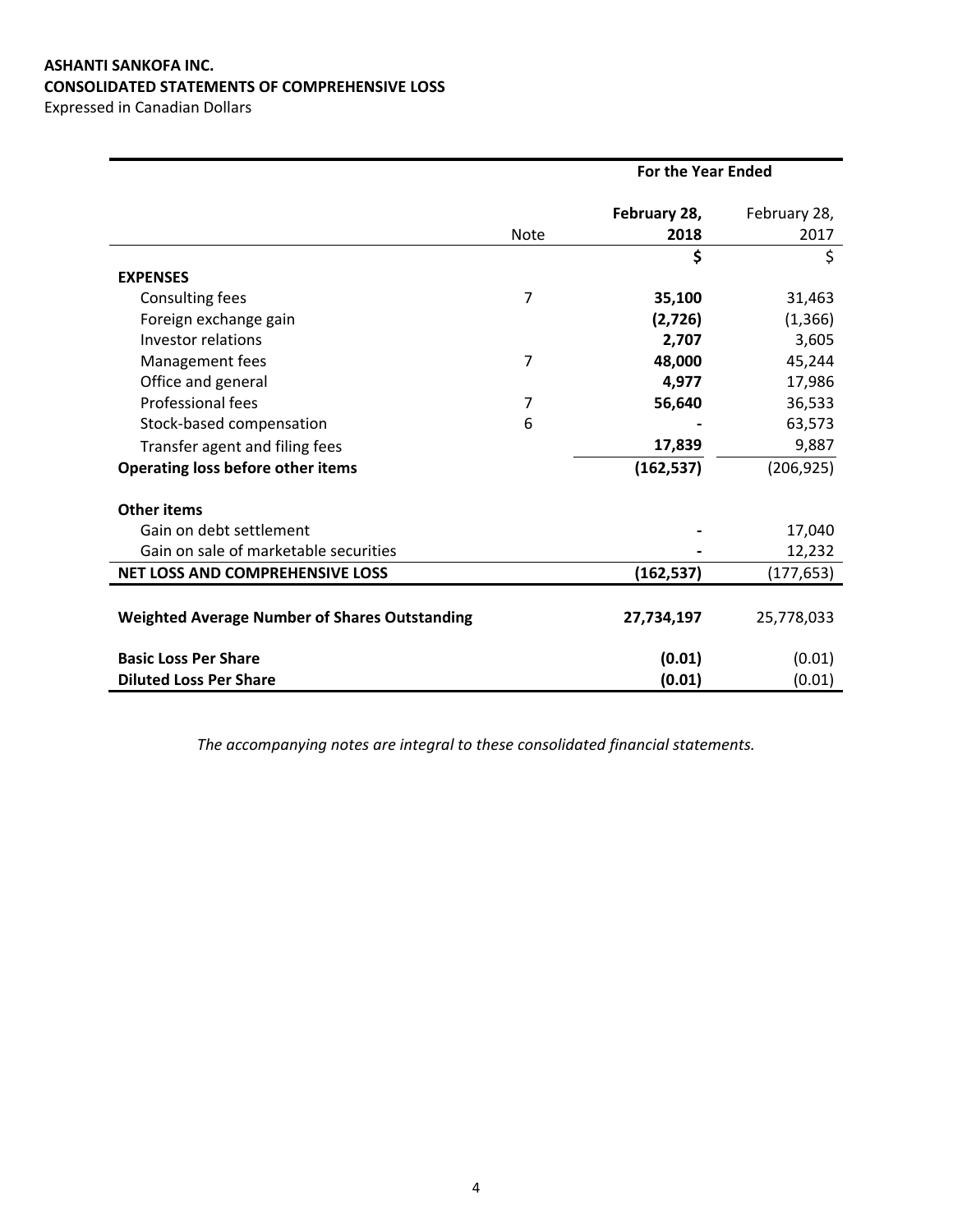**ASHANTI SANKOFA INC.**
**CONSOLIDATED STATEMENTS OF COMPREHENSIVE LOSS**
Expressed in Canadian Dollars

| | | For the Year Ended | |
|---|---|---|---|
| | Note | **February 28, 2018** | February 28, 2017 |
| | | **$** | $ |
| **EXPENSES** | | | |
| Consulting fees | 7 | **35,100** | 31,463 |
| Foreign exchange gain | | **(2,726)** | (1,366) |
| Investor relations | | **2,707** | 3,605 |
| Management fees | 7 | **48,000** | 45,244 |
| Office and general | | **4,977** | 17,986 |
| Professional fees | 7 | **56,640** | 36,533 |
| Stock-based compensation | 6 | **-** | 63,573 |
| Transfer agent and filing fees | | **17,839** | 9,887 |
| **Operating loss before other items** | | **(162,537)** | (206,925) |
| **Other items** | | | |
| Gain on debt settlement | | **-** | 17,040 |
| Gain on sale of marketable securities | | **-** | 12,232 |
| **NET LOSS AND COMPREHENSIVE LOSS** | | **(162,537)** | (177,653) |
| **Weighted Average Number of Shares Outstanding** | | **27,734,197** | 25,778,033 |
| **Basic Loss Per Share** | | **(0.01)** | (0.01) |
| **Diluted Loss Per Share** | | **(0.01)** | (0.01) |

*The accompanying notes are integral to these consolidated financial statements.*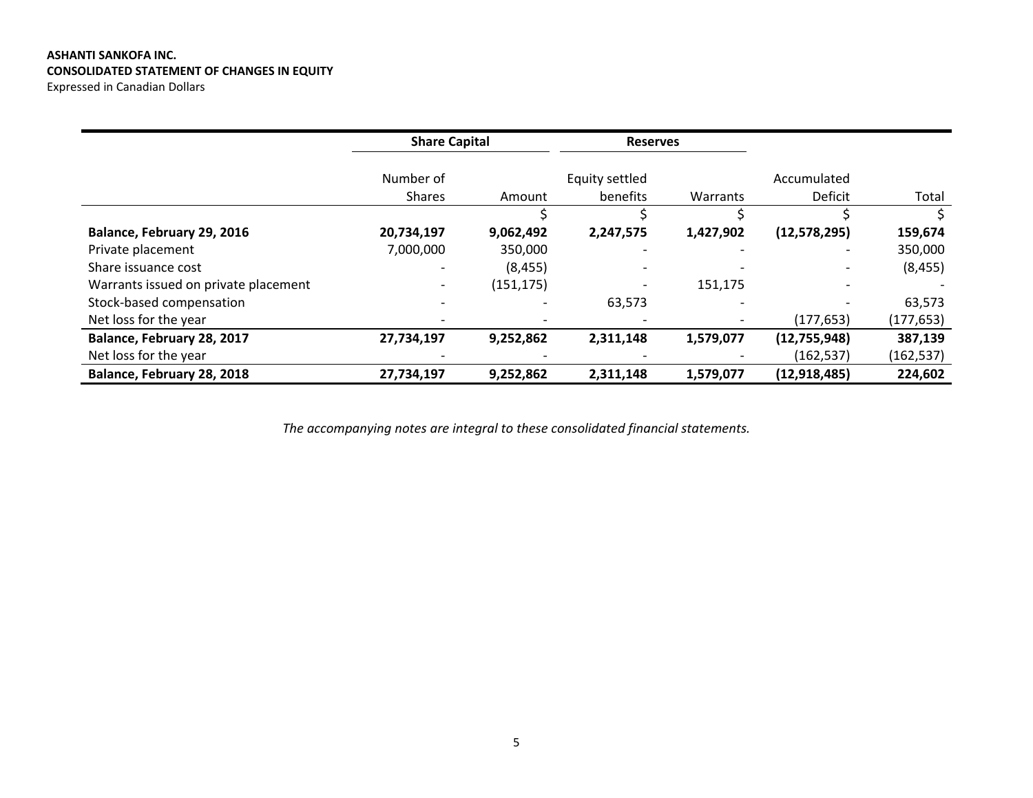**ASHANTI SANKOFA INC.**
**CONSOLIDATED STATEMENT OF CHANGES IN EQUITY**
Expressed in Canadian Dollars

| | Share Capital | | Reserves | | | |
|---|---|---|---|---|---|---|
| | Number of Shares | Amount | Equity settled benefits | Warrants | Accumulated Deficit | Total |
| | | $ | $ | $ | $ | $ |
| **Balance, February 29, 2016** | **20,734,197** | **9,062,492** | **2,247,575** | **1,427,902** | **(12,578,295)** | **159,674** |
| Private placement | 7,000,000 | 350,000 | - | - | - | 350,000 |
| Share issuance cost | - | (8,455) | - | - | - | (8,455) |
| Warrants issued on private placement | - | (151,175) | - | 151,175 | - | - |
| Stock-based compensation | - | - | 63,573 | - | - | 63,573 |
| Net loss for the year | - | - | - | - | (177,653) | (177,653) |
| **Balance, February 28, 2017** | **27,734,197** | **9,252,862** | **2,311,148** | **1,579,077** | **(12,755,948)** | **387,139** |
| Net loss for the year | - | - | - | - | (162,537) | (162,537) |
| **Balance, February 28, 2018** | **27,734,197** | **9,252,862** | **2,311,148** | **1,579,077** | **(12,918,485)** | **224,602** |

*The accompanying notes are integral to these consolidated financial statements.*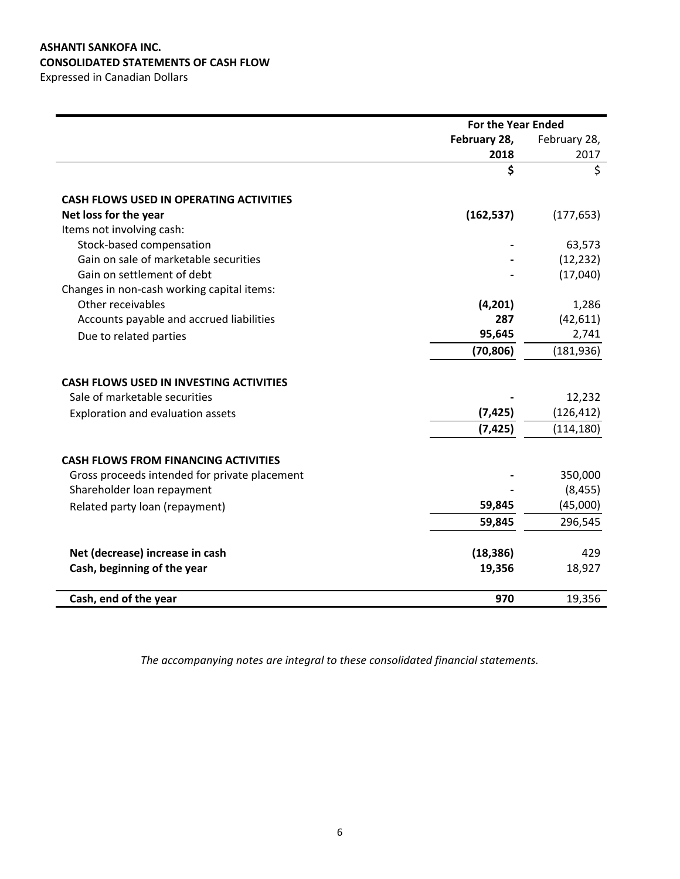**ASHANTI SANKOFA INC.**
**CONSOLIDATED STATEMENTS OF CASH FLOW**
Expressed in Canadian Dollars

| | For the Year Ended | |
|---|---|---|
| | **February 28, 2018** | February 28, 2017 |
| | **$** | $ |
| **CASH FLOWS USED IN OPERATING ACTIVITIES** | | |
| **Net loss for the year** | **(162,537)** | (177,653) |
| Items not involving cash: | | |
| Stock-based compensation | **-** | 63,573 |
| Gain on sale of marketable securities | **-** | (12,232) |
| Gain on settlement of debt | **-** | (17,040) |
| Changes in non-cash working capital items: | | |
| Other receivables | **(4,201)** | 1,286 |
| Accounts payable and accrued liabilities | **287** | (42,611) |
| Due to related parties | **95,645** | 2,741 |
| | **(70,806)** | (181,936) |
| **CASH FLOWS USED IN INVESTING ACTIVITIES** | | |
| Sale of marketable securities | **-** | 12,232 |
| Exploration and evaluation assets | **(7,425)** | (126,412) |
| | **(7,425)** | (114,180) |
| **CASH FLOWS FROM FINANCING ACTIVITIES** | | |
| Gross proceeds intended for private placement | **-** | 350,000 |
| Shareholder loan repayment | **-** | (8,455) |
| Related party loan (repayment) | **59,845** | (45,000) |
| | **59,845** | 296,545 |
| **Net (decrease) increase in cash** | **(18,386)** | 429 |
| **Cash, beginning of the year** | **19,356** | 18,927 |
| **Cash, end of the year** | **970** | 19,356 |

*The accompanying notes are integral to these consolidated financial statements.*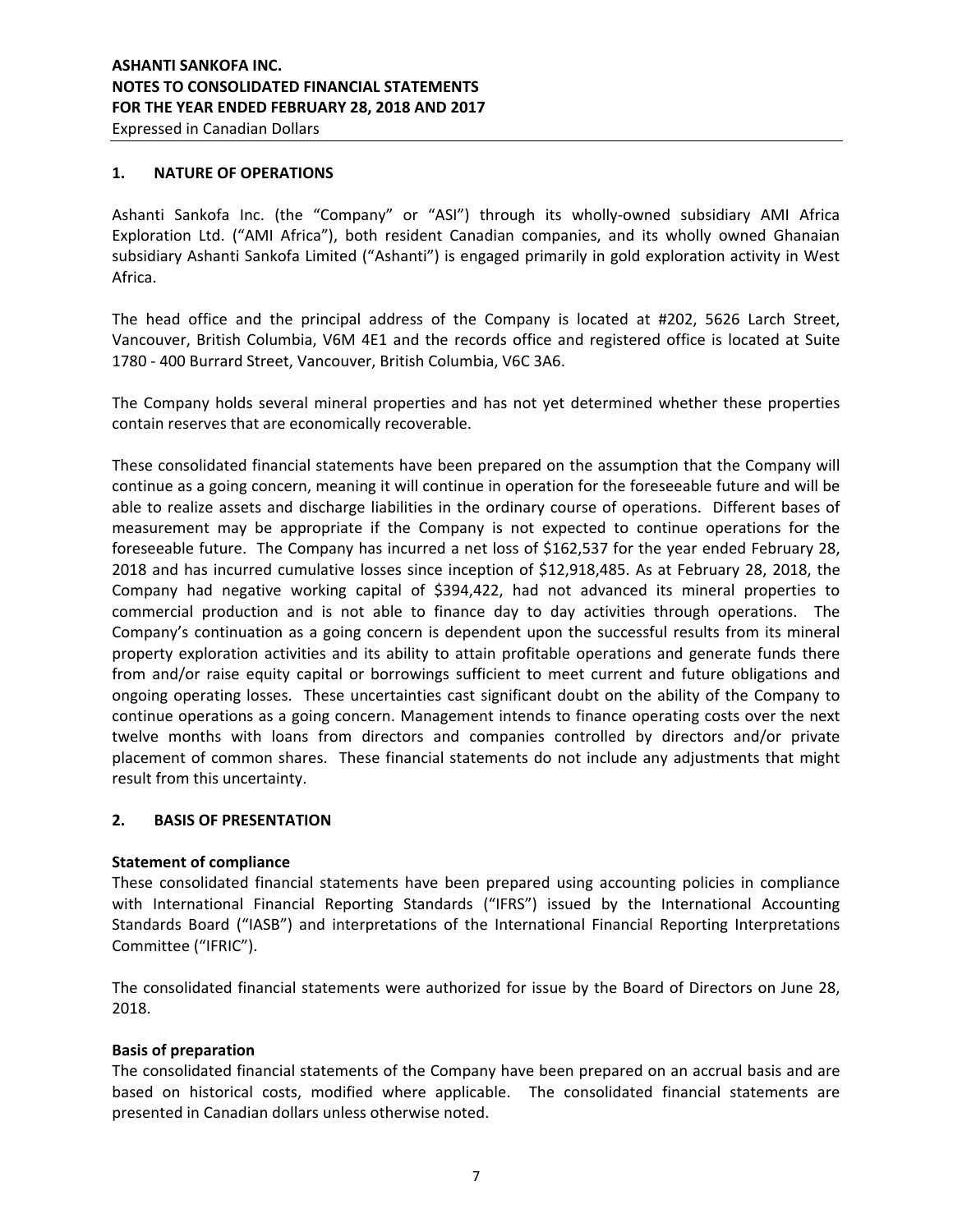## 1. NATURE OF OPERATIONS

Ashanti Sankofa Inc. (the "Company" or "ASI") through its wholly-owned subsidiary AMI Africa Exploration Ltd. ("AMI Africa"), both resident Canadian companies, and its wholly owned Ghanaian subsidiary Ashanti Sankofa Limited ("Ashanti") is engaged primarily in gold exploration activity in West Africa.

The head office and the principal address of the Company is located at #202, 5626 Larch Street, Vancouver, British Columbia, V6M 4E1 and the records office and registered office is located at Suite 1780 - 400 Burrard Street, Vancouver, British Columbia, V6C 3A6.

The Company holds several mineral properties and has not yet determined whether these properties contain reserves that are economically recoverable.

These consolidated financial statements have been prepared on the assumption that the Company will continue as a going concern, meaning it will continue in operation for the foreseeable future and will be able to realize assets and discharge liabilities in the ordinary course of operations. Different bases of measurement may be appropriate if the Company is not expected to continue operations for the foreseeable future. The Company has incurred a net loss of $162,537 for the year ended February 28, 2018 and has incurred cumulative losses since inception of $12,918,485. As at February 28, 2018, the Company had negative working capital of $394,422, had not advanced its mineral properties to commercial production and is not able to finance day to day activities through operations. The Company's continuation as a going concern is dependent upon the successful results from its mineral property exploration activities and its ability to attain profitable operations and generate funds there from and/or raise equity capital or borrowings sufficient to meet current and future obligations and ongoing operating losses. These uncertainties cast significant doubt on the ability of the Company to continue operations as a going concern. Management intends to finance operating costs over the next twelve months with loans from directors and companies controlled by directors and/or private placement of common shares. These financial statements do not include any adjustments that might result from this uncertainty.

## 2. BASIS OF PRESENTATION

**Statement of compliance**

These consolidated financial statements have been prepared using accounting policies in compliance with International Financial Reporting Standards ("IFRS") issued by the International Accounting Standards Board ("IASB") and interpretations of the International Financial Reporting Interpretations Committee ("IFRIC").

The consolidated financial statements were authorized for issue by the Board of Directors on June 28, 2018.

**Basis of preparation**

The consolidated financial statements of the Company have been prepared on an accrual basis and are based on historical costs, modified where applicable. The consolidated financial statements are presented in Canadian dollars unless otherwise noted.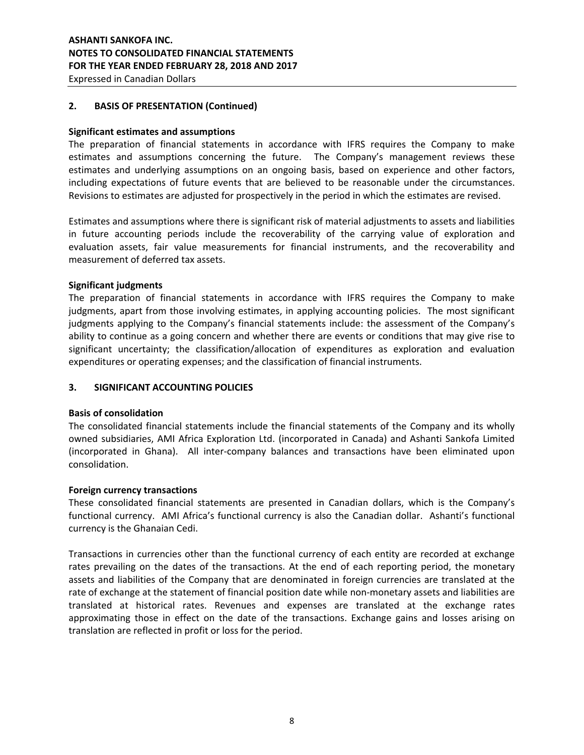## 2. BASIS OF PRESENTATION (Continued)

### Significant estimates and assumptions

The preparation of financial statements in accordance with IFRS requires the Company to make estimates and assumptions concerning the future. The Company's management reviews these estimates and underlying assumptions on an ongoing basis, based on experience and other factors, including expectations of future events that are believed to be reasonable under the circumstances. Revisions to estimates are adjusted for prospectively in the period in which the estimates are revised.

Estimates and assumptions where there is significant risk of material adjustments to assets and liabilities in future accounting periods include the recoverability of the carrying value of exploration and evaluation assets, fair value measurements for financial instruments, and the recoverability and measurement of deferred tax assets.

### Significant judgments

The preparation of financial statements in accordance with IFRS requires the Company to make judgments, apart from those involving estimates, in applying accounting policies. The most significant judgments applying to the Company's financial statements include: the assessment of the Company's ability to continue as a going concern and whether there are events or conditions that may give rise to significant uncertainty; the classification/allocation of expenditures as exploration and evaluation expenditures or operating expenses; and the classification of financial instruments.

## 3. SIGNIFICANT ACCOUNTING POLICIES

### Basis of consolidation

The consolidated financial statements include the financial statements of the Company and its wholly owned subsidiaries, AMI Africa Exploration Ltd. (incorporated in Canada) and Ashanti Sankofa Limited (incorporated in Ghana). All inter-company balances and transactions have been eliminated upon consolidation.

### Foreign currency transactions

These consolidated financial statements are presented in Canadian dollars, which is the Company's functional currency. AMI Africa's functional currency is also the Canadian dollar. Ashanti's functional currency is the Ghanaian Cedi.

Transactions in currencies other than the functional currency of each entity are recorded at exchange rates prevailing on the dates of the transactions. At the end of each reporting period, the monetary assets and liabilities of the Company that are denominated in foreign currencies are translated at the rate of exchange at the statement of financial position date while non-monetary assets and liabilities are translated at historical rates. Revenues and expenses are translated at the exchange rates approximating those in effect on the date of the transactions. Exchange gains and losses arising on translation are reflected in profit or loss for the period.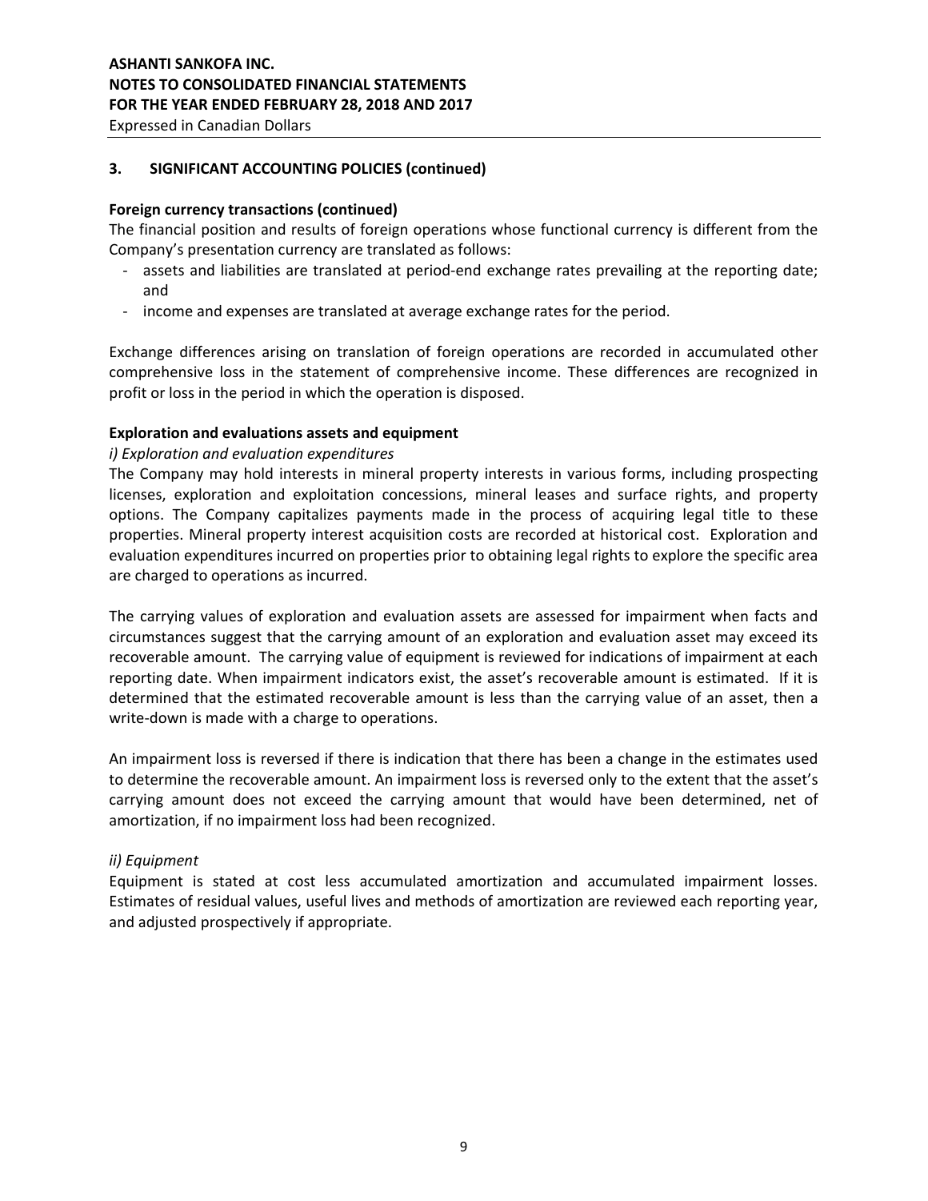## 3. SIGNIFICANT ACCOUNTING POLICIES (continued)

**Foreign currency transactions (continued)**

The financial position and results of foreign operations whose functional currency is different from the Company's presentation currency are translated as follows:

- assets and liabilities are translated at period-end exchange rates prevailing at the reporting date; and
- income and expenses are translated at average exchange rates for the period.

Exchange differences arising on translation of foreign operations are recorded in accumulated other comprehensive loss in the statement of comprehensive income. These differences are recognized in profit or loss in the period in which the operation is disposed.

**Exploration and evaluations assets and equipment**

*i) Exploration and evaluation expenditures*

The Company may hold interests in mineral property interests in various forms, including prospecting licenses, exploration and exploitation concessions, mineral leases and surface rights, and property options. The Company capitalizes payments made in the process of acquiring legal title to these properties. Mineral property interest acquisition costs are recorded at historical cost. Exploration and evaluation expenditures incurred on properties prior to obtaining legal rights to explore the specific area are charged to operations as incurred.

The carrying values of exploration and evaluation assets are assessed for impairment when facts and circumstances suggest that the carrying amount of an exploration and evaluation asset may exceed its recoverable amount. The carrying value of equipment is reviewed for indications of impairment at each reporting date. When impairment indicators exist, the asset's recoverable amount is estimated. If it is determined that the estimated recoverable amount is less than the carrying value of an asset, then a write-down is made with a charge to operations.

An impairment loss is reversed if there is indication that there has been a change in the estimates used to determine the recoverable amount. An impairment loss is reversed only to the extent that the asset's carrying amount does not exceed the carrying amount that would have been determined, net of amortization, if no impairment loss had been recognized.

*ii) Equipment*

Equipment is stated at cost less accumulated amortization and accumulated impairment losses. Estimates of residual values, useful lives and methods of amortization are reviewed each reporting year, and adjusted prospectively if appropriate.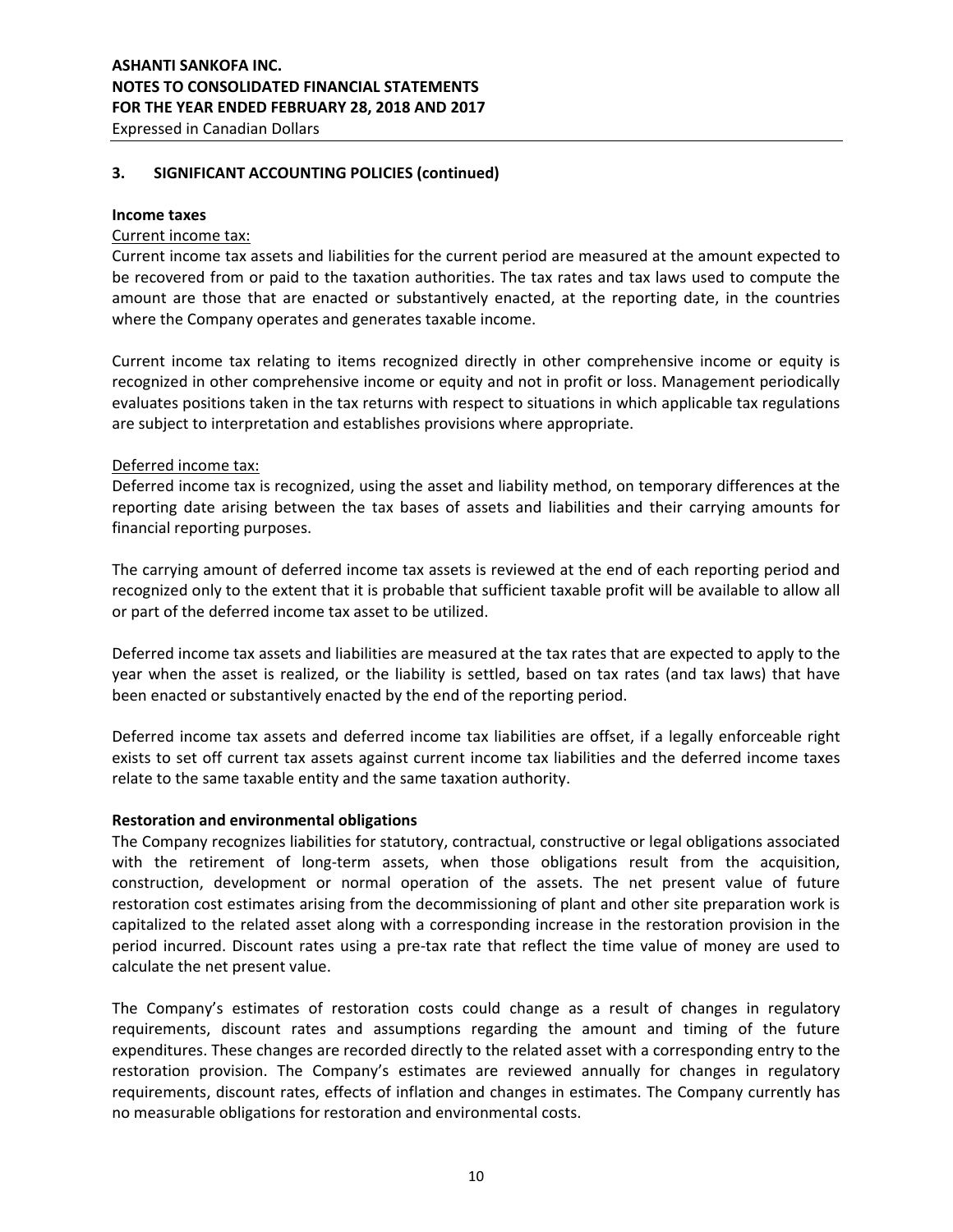## 3. SIGNIFICANT ACCOUNTING POLICIES (continued)

### Income taxes

Current income tax:

Current income tax assets and liabilities for the current period are measured at the amount expected to be recovered from or paid to the taxation authorities. The tax rates and tax laws used to compute the amount are those that are enacted or substantively enacted, at the reporting date, in the countries where the Company operates and generates taxable income.

Current income tax relating to items recognized directly in other comprehensive income or equity is recognized in other comprehensive income or equity and not in profit or loss. Management periodically evaluates positions taken in the tax returns with respect to situations in which applicable tax regulations are subject to interpretation and establishes provisions where appropriate.

Deferred income tax:

Deferred income tax is recognized, using the asset and liability method, on temporary differences at the reporting date arising between the tax bases of assets and liabilities and their carrying amounts for financial reporting purposes.

The carrying amount of deferred income tax assets is reviewed at the end of each reporting period and recognized only to the extent that it is probable that sufficient taxable profit will be available to allow all or part of the deferred income tax asset to be utilized.

Deferred income tax assets and liabilities are measured at the tax rates that are expected to apply to the year when the asset is realized, or the liability is settled, based on tax rates (and tax laws) that have been enacted or substantively enacted by the end of the reporting period.

Deferred income tax assets and deferred income tax liabilities are offset, if a legally enforceable right exists to set off current tax assets against current income tax liabilities and the deferred income taxes relate to the same taxable entity and the same taxation authority.

### Restoration and environmental obligations

The Company recognizes liabilities for statutory, contractual, constructive or legal obligations associated with the retirement of long-term assets, when those obligations result from the acquisition, construction, development or normal operation of the assets. The net present value of future restoration cost estimates arising from the decommissioning of plant and other site preparation work is capitalized to the related asset along with a corresponding increase in the restoration provision in the period incurred. Discount rates using a pre-tax rate that reflect the time value of money are used to calculate the net present value.

The Company's estimates of restoration costs could change as a result of changes in regulatory requirements, discount rates and assumptions regarding the amount and timing of the future expenditures. These changes are recorded directly to the related asset with a corresponding entry to the restoration provision. The Company's estimates are reviewed annually for changes in regulatory requirements, discount rates, effects of inflation and changes in estimates. The Company currently has no measurable obligations for restoration and environmental costs.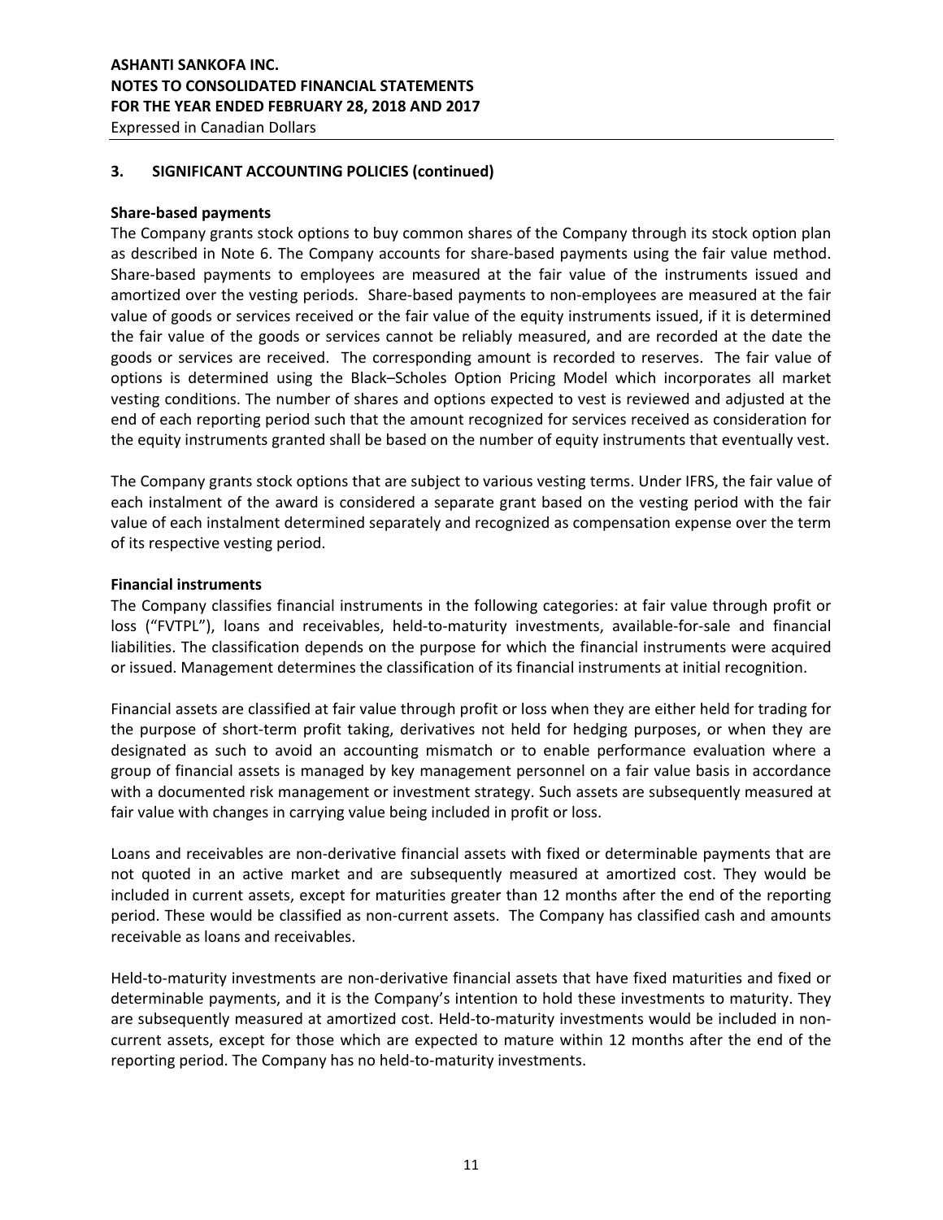## 3. SIGNIFICANT ACCOUNTING POLICIES (continued)

### Share-based payments

The Company grants stock options to buy common shares of the Company through its stock option plan as described in Note 6. The Company accounts for share-based payments using the fair value method. Share-based payments to employees are measured at the fair value of the instruments issued and amortized over the vesting periods. Share-based payments to non-employees are measured at the fair value of goods or services received or the fair value of the equity instruments issued, if it is determined the fair value of the goods or services cannot be reliably measured, and are recorded at the date the goods or services are received. The corresponding amount is recorded to reserves. The fair value of options is determined using the Black–Scholes Option Pricing Model which incorporates all market vesting conditions. The number of shares and options expected to vest is reviewed and adjusted at the end of each reporting period such that the amount recognized for services received as consideration for the equity instruments granted shall be based on the number of equity instruments that eventually vest.

The Company grants stock options that are subject to various vesting terms. Under IFRS, the fair value of each instalment of the award is considered a separate grant based on the vesting period with the fair value of each instalment determined separately and recognized as compensation expense over the term of its respective vesting period.

### Financial instruments

The Company classifies financial instruments in the following categories: at fair value through profit or loss ("FVTPL"), loans and receivables, held-to-maturity investments, available-for-sale and financial liabilities. The classification depends on the purpose for which the financial instruments were acquired or issued. Management determines the classification of its financial instruments at initial recognition.

Financial assets are classified at fair value through profit or loss when they are either held for trading for the purpose of short-term profit taking, derivatives not held for hedging purposes, or when they are designated as such to avoid an accounting mismatch or to enable performance evaluation where a group of financial assets is managed by key management personnel on a fair value basis in accordance with a documented risk management or investment strategy. Such assets are subsequently measured at fair value with changes in carrying value being included in profit or loss.

Loans and receivables are non-derivative financial assets with fixed or determinable payments that are not quoted in an active market and are subsequently measured at amortized cost. They would be included in current assets, except for maturities greater than 12 months after the end of the reporting period. These would be classified as non-current assets. The Company has classified cash and amounts receivable as loans and receivables.

Held-to-maturity investments are non-derivative financial assets that have fixed maturities and fixed or determinable payments, and it is the Company's intention to hold these investments to maturity. They are subsequently measured at amortized cost. Held-to-maturity investments would be included in non-current assets, except for those which are expected to mature within 12 months after the end of the reporting period. The Company has no held-to-maturity investments.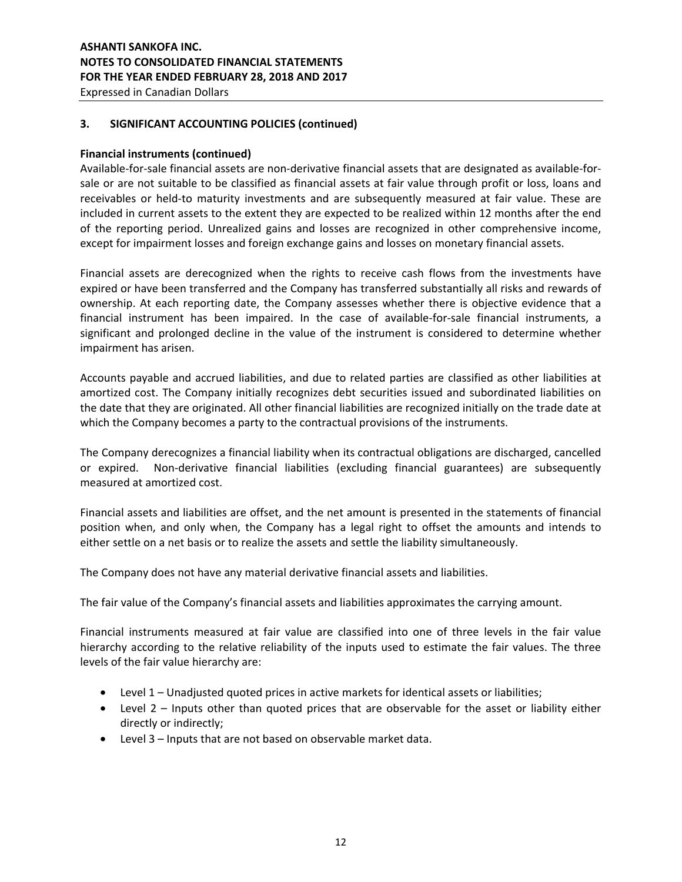## 3. SIGNIFICANT ACCOUNTING POLICIES (continued)

**Financial instruments (continued)**

Available-for-sale financial assets are non-derivative financial assets that are designated as available-for-sale or are not suitable to be classified as financial assets at fair value through profit or loss, loans and receivables or held-to maturity investments and are subsequently measured at fair value. These are included in current assets to the extent they are expected to be realized within 12 months after the end of the reporting period. Unrealized gains and losses are recognized in other comprehensive income, except for impairment losses and foreign exchange gains and losses on monetary financial assets.

Financial assets are derecognized when the rights to receive cash flows from the investments have expired or have been transferred and the Company has transferred substantially all risks and rewards of ownership. At each reporting date, the Company assesses whether there is objective evidence that a financial instrument has been impaired. In the case of available-for-sale financial instruments, a significant and prolonged decline in the value of the instrument is considered to determine whether impairment has arisen.

Accounts payable and accrued liabilities, and due to related parties are classified as other liabilities at amortized cost. The Company initially recognizes debt securities issued and subordinated liabilities on the date that they are originated. All other financial liabilities are recognized initially on the trade date at which the Company becomes a party to the contractual provisions of the instruments.

The Company derecognizes a financial liability when its contractual obligations are discharged, cancelled or expired. Non-derivative financial liabilities (excluding financial guarantees) are subsequently measured at amortized cost.

Financial assets and liabilities are offset, and the net amount is presented in the statements of financial position when, and only when, the Company has a legal right to offset the amounts and intends to either settle on a net basis or to realize the assets and settle the liability simultaneously.

The Company does not have any material derivative financial assets and liabilities.

The fair value of the Company's financial assets and liabilities approximates the carrying amount.

Financial instruments measured at fair value are classified into one of three levels in the fair value hierarchy according to the relative reliability of the inputs used to estimate the fair values. The three levels of the fair value hierarchy are:

- Level 1 – Unadjusted quoted prices in active markets for identical assets or liabilities;
- Level 2 – Inputs other than quoted prices that are observable for the asset or liability either directly or indirectly;
- Level 3 – Inputs that are not based on observable market data.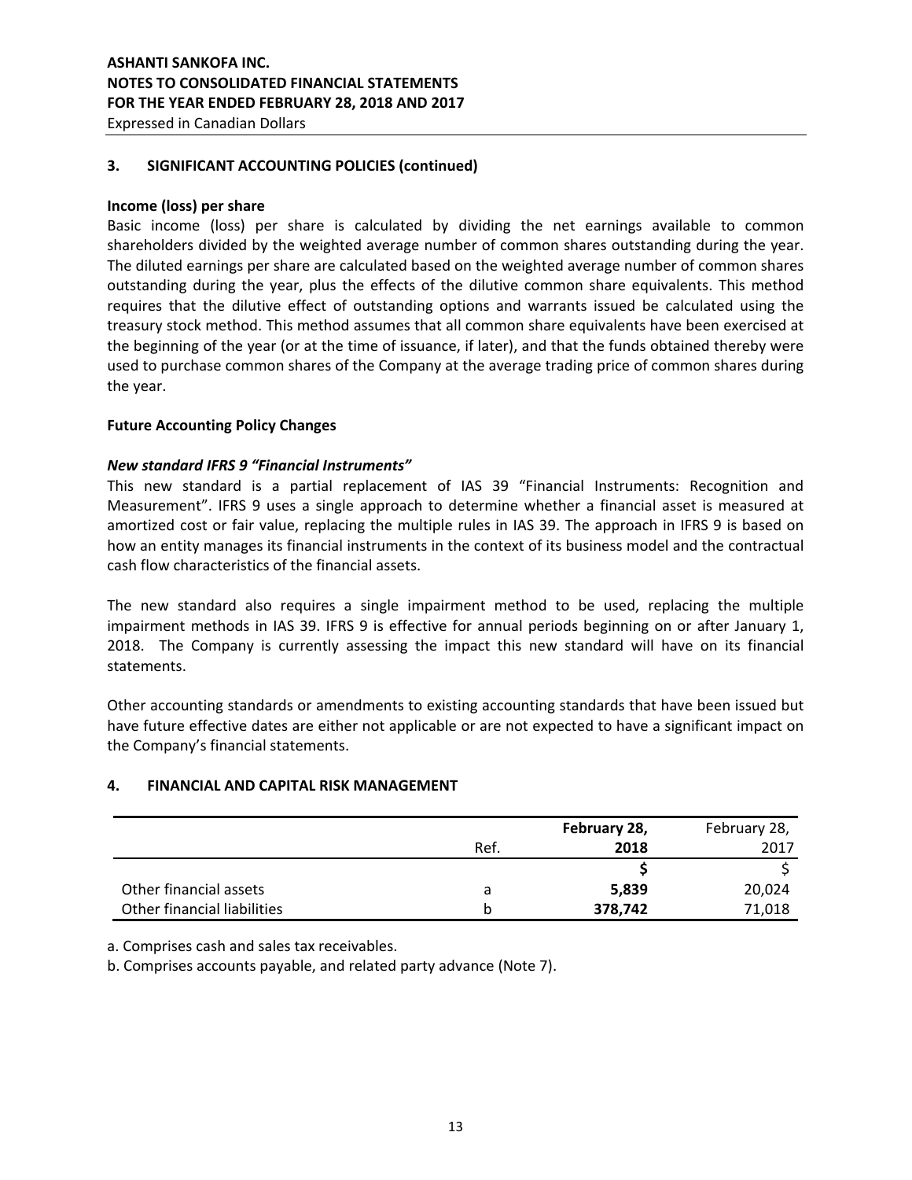## 3. SIGNIFICANT ACCOUNTING POLICIES (continued)

**Income (loss) per share**

Basic income (loss) per share is calculated by dividing the net earnings available to common shareholders divided by the weighted average number of common shares outstanding during the year. The diluted earnings per share are calculated based on the weighted average number of common shares outstanding during the year, plus the effects of the dilutive common share equivalents. This method requires that the dilutive effect of outstanding options and warrants issued be calculated using the treasury stock method. This method assumes that all common share equivalents have been exercised at the beginning of the year (or at the time of issuance, if later), and that the funds obtained thereby were used to purchase common shares of the Company at the average trading price of common shares during the year.

**Future Accounting Policy Changes**

***New standard IFRS 9 "Financial Instruments"***

This new standard is a partial replacement of IAS 39 "Financial Instruments: Recognition and Measurement". IFRS 9 uses a single approach to determine whether a financial asset is measured at amortized cost or fair value, replacing the multiple rules in IAS 39. The approach in IFRS 9 is based on how an entity manages its financial instruments in the context of its business model and the contractual cash flow characteristics of the financial assets.

The new standard also requires a single impairment method to be used, replacing the multiple impairment methods in IAS 39. IFRS 9 is effective for annual periods beginning on or after January 1, 2018. The Company is currently assessing the impact this new standard will have on its financial statements.

Other accounting standards or amendments to existing accounting standards that have been issued but have future effective dates are either not applicable or are not expected to have a significant impact on the Company's financial statements.

## 4. FINANCIAL AND CAPITAL RISK MANAGEMENT

| | Ref. | **February 28, 2018** | February 28, 2017 |
|---|---|---|---|
| | | **$** | $ |
| Other financial assets | a | **5,839** | 20,024 |
| Other financial liabilities | b | **378,742** | 71,018 |

a. Comprises cash and sales tax receivables.

b. Comprises accounts payable, and related party advance (Note 7).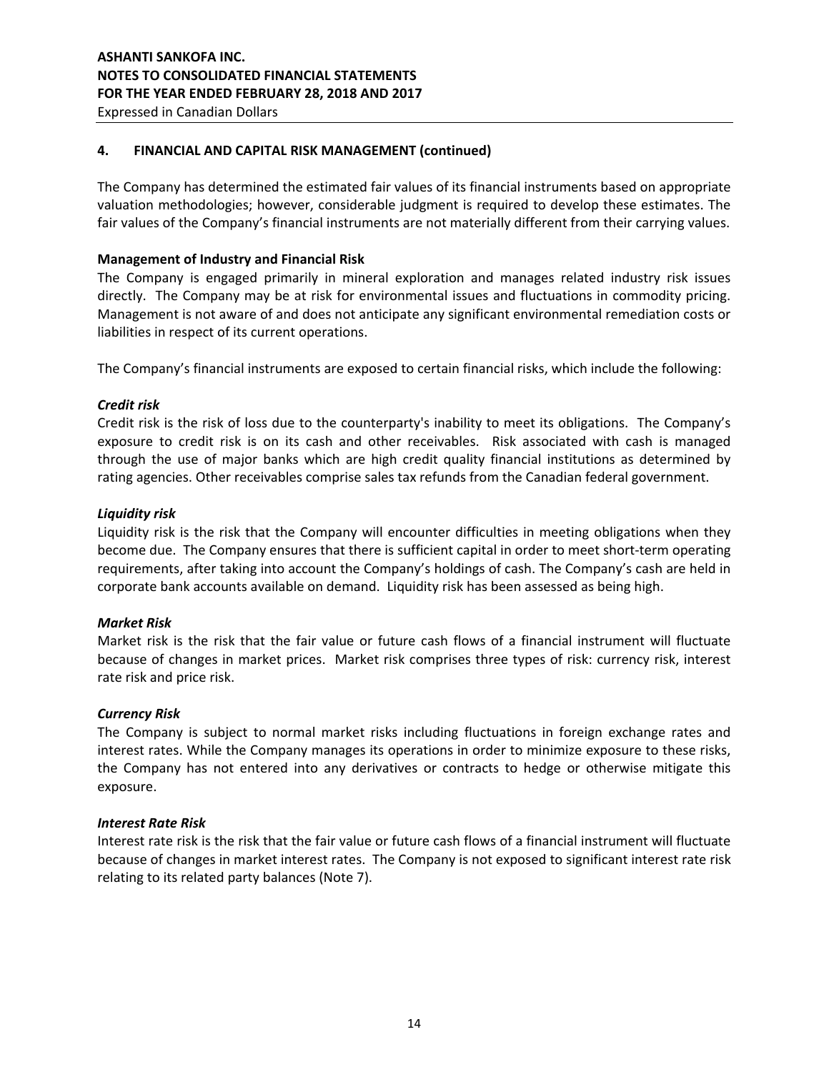## 4. FINANCIAL AND CAPITAL RISK MANAGEMENT (continued)

The Company has determined the estimated fair values of its financial instruments based on appropriate valuation methodologies; however, considerable judgment is required to develop these estimates. The fair values of the Company's financial instruments are not materially different from their carrying values.

**Management of Industry and Financial Risk**

The Company is engaged primarily in mineral exploration and manages related industry risk issues directly. The Company may be at risk for environmental issues and fluctuations in commodity pricing. Management is not aware of and does not anticipate any significant environmental remediation costs or liabilities in respect of its current operations.

The Company's financial instruments are exposed to certain financial risks, which include the following:

***Credit risk***

Credit risk is the risk of loss due to the counterparty's inability to meet its obligations. The Company's exposure to credit risk is on its cash and other receivables. Risk associated with cash is managed through the use of major banks which are high credit quality financial institutions as determined by rating agencies. Other receivables comprise sales tax refunds from the Canadian federal government.

***Liquidity risk***

Liquidity risk is the risk that the Company will encounter difficulties in meeting obligations when they become due. The Company ensures that there is sufficient capital in order to meet short-term operating requirements, after taking into account the Company's holdings of cash. The Company's cash are held in corporate bank accounts available on demand. Liquidity risk has been assessed as being high.

***Market Risk***

Market risk is the risk that the fair value or future cash flows of a financial instrument will fluctuate because of changes in market prices. Market risk comprises three types of risk: currency risk, interest rate risk and price risk.

***Currency Risk***

The Company is subject to normal market risks including fluctuations in foreign exchange rates and interest rates. While the Company manages its operations in order to minimize exposure to these risks, the Company has not entered into any derivatives or contracts to hedge or otherwise mitigate this exposure.

***Interest Rate Risk***

Interest rate risk is the risk that the fair value or future cash flows of a financial instrument will fluctuate because of changes in market interest rates. The Company is not exposed to significant interest rate risk relating to its related party balances (Note 7).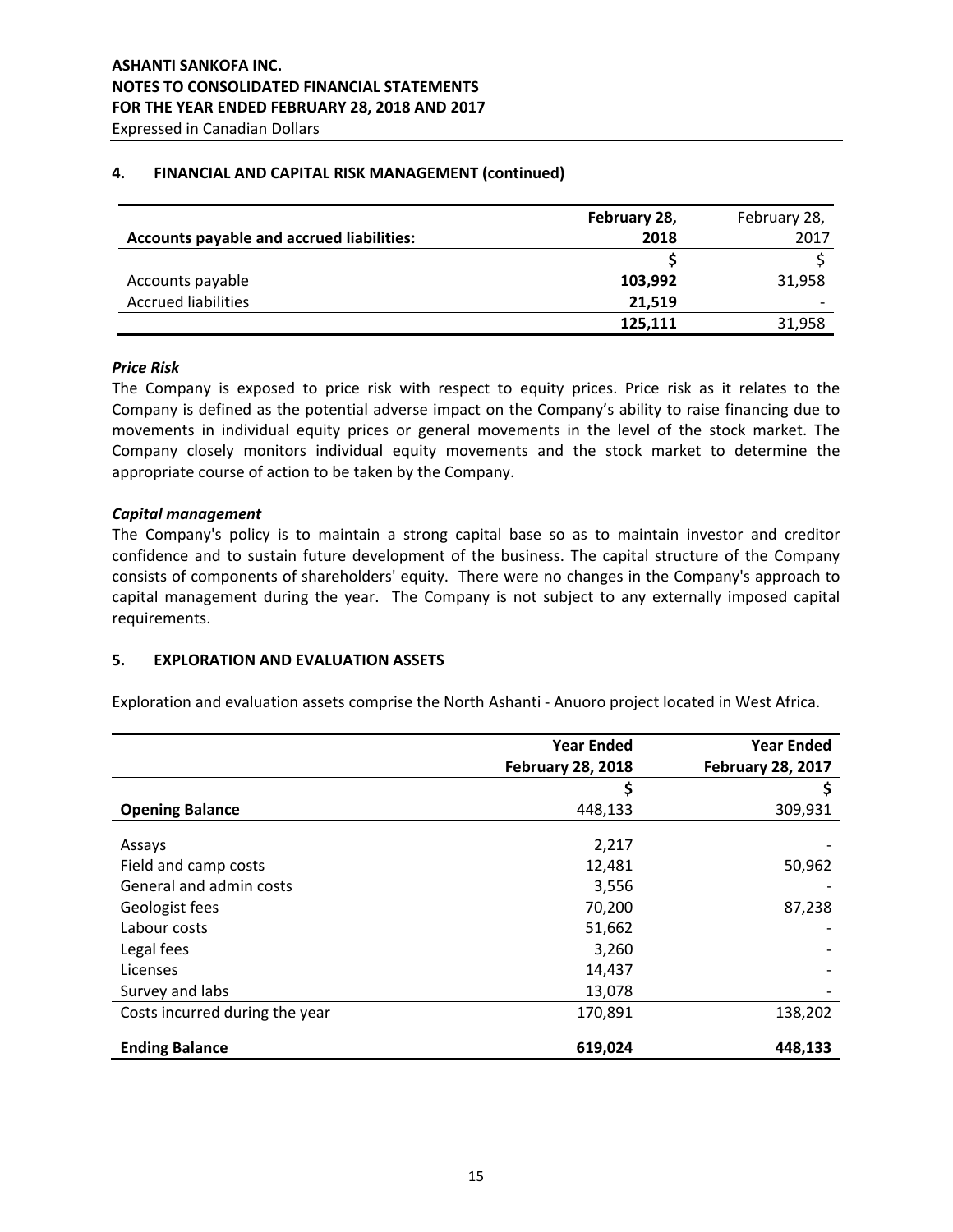## 4. FINANCIAL AND CAPITAL RISK MANAGEMENT (continued)

| Accounts payable and accrued liabilities: | February 28, 2018 | February 28, 2017 |
|---|---|---|
| | **$** | $ |
| Accounts payable | **103,992** | 31,958 |
| Accrued liabilities | **21,519** | - |
| | **125,111** | 31,958 |

***Price Risk***

The Company is exposed to price risk with respect to equity prices. Price risk as it relates to the Company is defined as the potential adverse impact on the Company's ability to raise financing due to movements in individual equity prices or general movements in the level of the stock market. The Company closely monitors individual equity movements and the stock market to determine the appropriate course of action to be taken by the Company.

***Capital management***

The Company's policy is to maintain a strong capital base so as to maintain investor and creditor confidence and to sustain future development of the business. The capital structure of the Company consists of components of shareholders' equity. There were no changes in the Company's approach to capital management during the year. The Company is not subject to any externally imposed capital requirements.

## 5. EXPLORATION AND EVALUATION ASSETS

Exploration and evaluation assets comprise the North Ashanti - Anuoro project located in West Africa.

| | Year Ended February 28, 2018 | Year Ended February 28, 2017 |
|---|---|---|
| | **$** | **$** |
| **Opening Balance** | 448,133 | 309,931 |
| Assays | 2,217 | - |
| Field and camp costs | 12,481 | 50,962 |
| General and admin costs | 3,556 | - |
| Geologist fees | 70,200 | 87,238 |
| Labour costs | 51,662 | - |
| Legal fees | 3,260 | - |
| Licenses | 14,437 | - |
| Survey and labs | 13,078 | - |
| Costs incurred during the year | 170,891 | 138,202 |
| **Ending Balance** | **619,024** | **448,133** |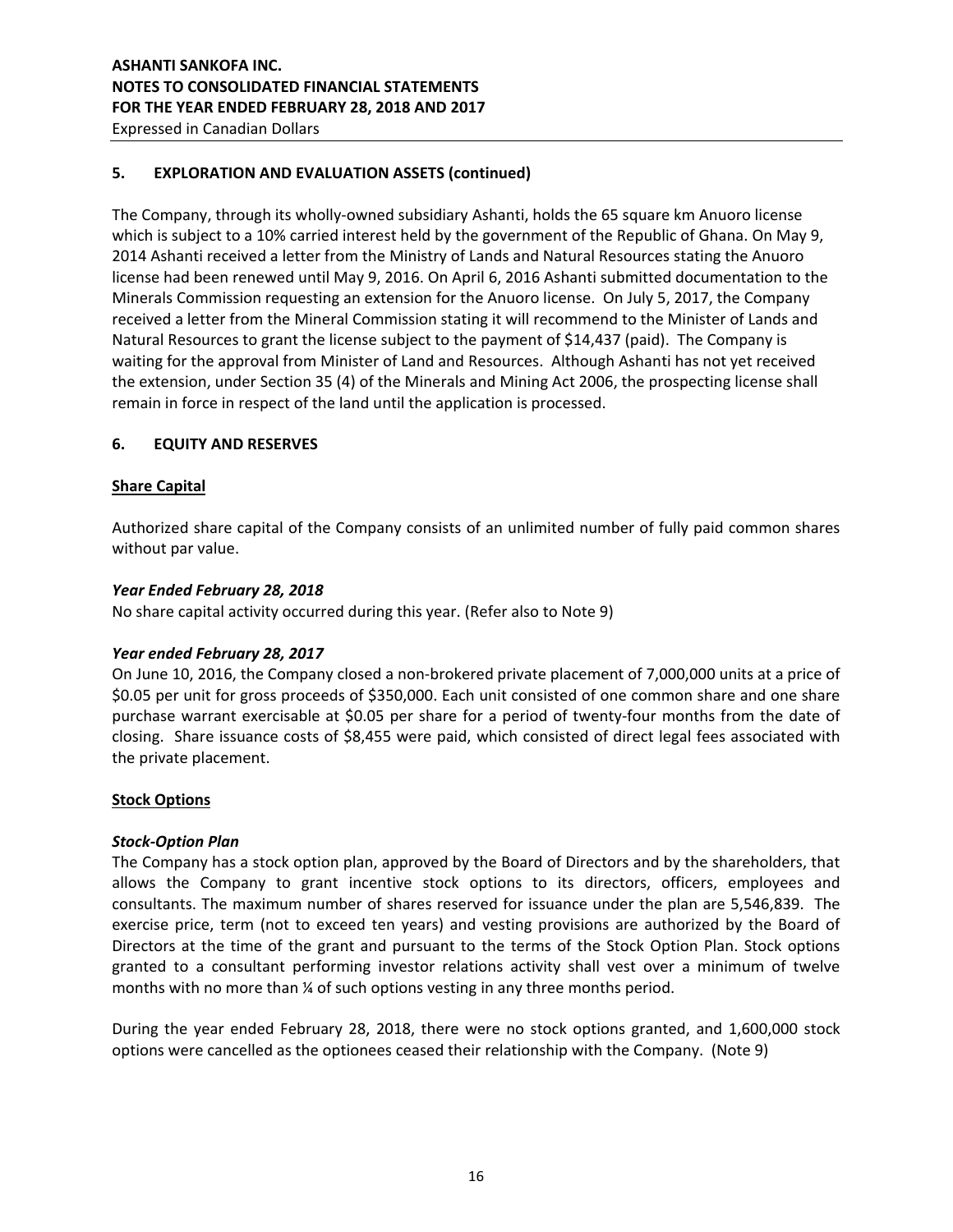## 5. EXPLORATION AND EVALUATION ASSETS (continued)

The Company, through its wholly-owned subsidiary Ashanti, holds the 65 square km Anuoro license which is subject to a 10% carried interest held by the government of the Republic of Ghana. On May 9, 2014 Ashanti received a letter from the Ministry of Lands and Natural Resources stating the Anuoro license had been renewed until May 9, 2016. On April 6, 2016 Ashanti submitted documentation to the Minerals Commission requesting an extension for the Anuoro license. On July 5, 2017, the Company received a letter from the Mineral Commission stating it will recommend to the Minister of Lands and Natural Resources to grant the license subject to the payment of $14,437 (paid). The Company is waiting for the approval from Minister of Land and Resources. Although Ashanti has not yet received the extension, under Section 35 (4) of the Minerals and Mining Act 2006, the prospecting license shall remain in force in respect of the land until the application is processed.

## 6. EQUITY AND RESERVES

### Share Capital

Authorized share capital of the Company consists of an unlimited number of fully paid common shares without par value.

***Year Ended February 28, 2018***

No share capital activity occurred during this year. (Refer also to Note 9)

***Year ended February 28, 2017***

On June 10, 2016, the Company closed a non-brokered private placement of 7,000,000 units at a price of $0.05 per unit for gross proceeds of $350,000. Each unit consisted of one common share and one share purchase warrant exercisable at $0.05 per share for a period of twenty-four months from the date of closing. Share issuance costs of $8,455 were paid, which consisted of direct legal fees associated with the private placement.

### Stock Options

***Stock-Option Plan***

The Company has a stock option plan, approved by the Board of Directors and by the shareholders, that allows the Company to grant incentive stock options to its directors, officers, employees and consultants. The maximum number of shares reserved for issuance under the plan are 5,546,839. The exercise price, term (not to exceed ten years) and vesting provisions are authorized by the Board of Directors at the time of the grant and pursuant to the terms of the Stock Option Plan. Stock options granted to a consultant performing investor relations activity shall vest over a minimum of twelve months with no more than ¼ of such options vesting in any three months period.

During the year ended February 28, 2018, there were no stock options granted, and 1,600,000 stock options were cancelled as the optionees ceased their relationship with the Company. (Note 9)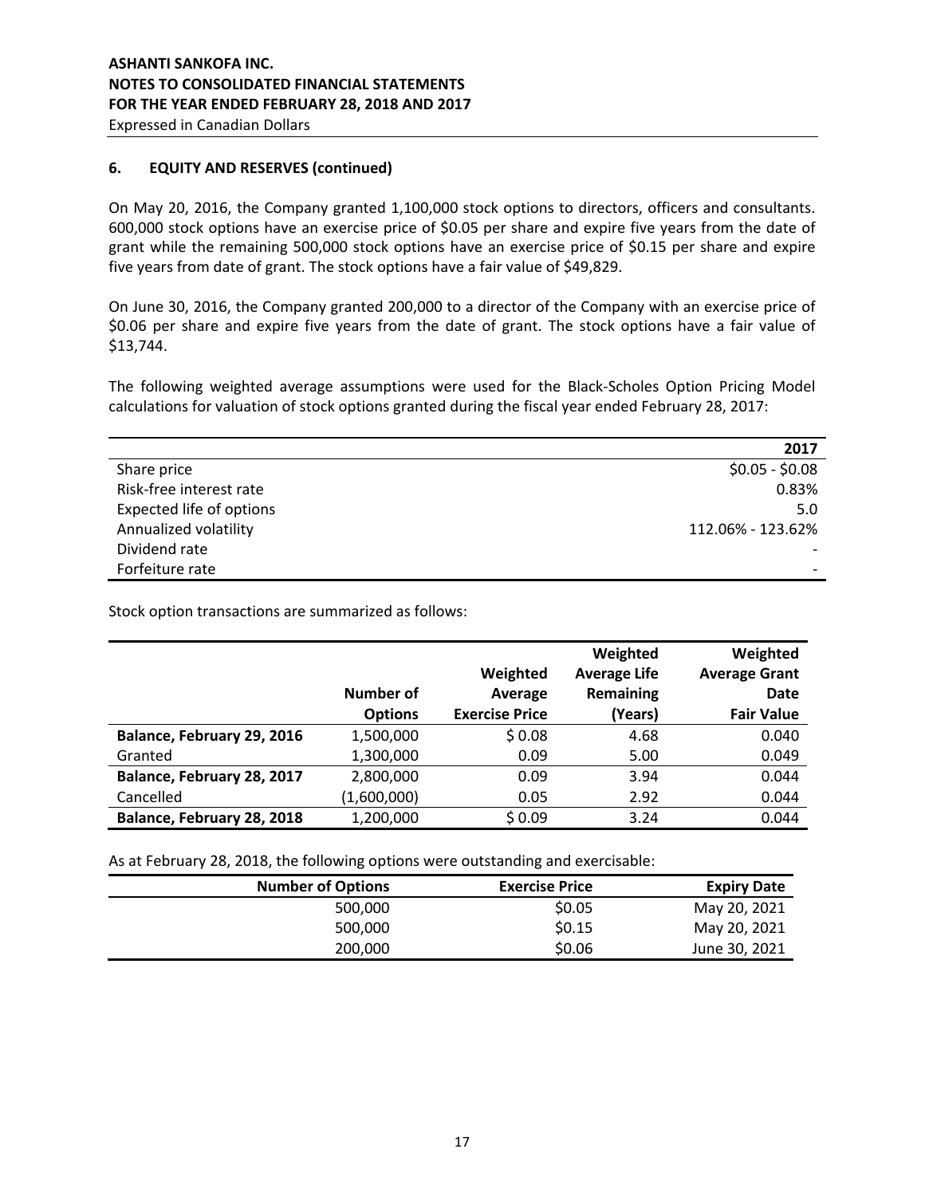### 6. EQUITY AND RESERVES (continued)

On May 20, 2016, the Company granted 1,100,000 stock options to directors, officers and consultants. 600,000 stock options have an exercise price of $0.05 per share and expire five years from the date of grant while the remaining 500,000 stock options have an exercise price of $0.15 per share and expire five years from date of grant. The stock options have a fair value of $49,829.

On June 30, 2016, the Company granted 200,000 to a director of the Company with an exercise price of $0.06 per share and expire five years from the date of grant. The stock options have a fair value of $13,744.

The following weighted average assumptions were used for the Black-Scholes Option Pricing Model calculations for valuation of stock options granted during the fiscal year ended February 28, 2017:

| | 2017 |
|---|---|
| Share price | $0.05 - $0.08 |
| Risk-free interest rate | 0.83% |
| Expected life of options | 5.0 |
| Annualized volatility | 112.06% - 123.62% |
| Dividend rate | - |
| Forfeiture rate | - |

Stock option transactions are summarized as follows:

| | Number of Options | Weighted Average Exercise Price | Weighted Average Life Remaining (Years) | Weighted Average Grant Date Fair Value |
|---|---|---|---|---|
| **Balance, February 29, 2016** | 1,500,000 | $ 0.08 | 4.68 | 0.040 |
| Granted | 1,300,000 | 0.09 | 5.00 | 0.049 |
| **Balance, February 28, 2017** | 2,800,000 | 0.09 | 3.94 | 0.044 |
| Cancelled | (1,600,000) | 0.05 | 2.92 | 0.044 |
| **Balance, February 28, 2018** | 1,200,000 | $ 0.09 | 3.24 | 0.044 |

As at February 28, 2018, the following options were outstanding and exercisable:

| Number of Options | Exercise Price | Expiry Date |
|---|---|---|
| 500,000 | $0.05 | May 20, 2021 |
| 500,000 | $0.15 | May 20, 2021 |
| 200,000 | $0.06 | June 30, 2021 |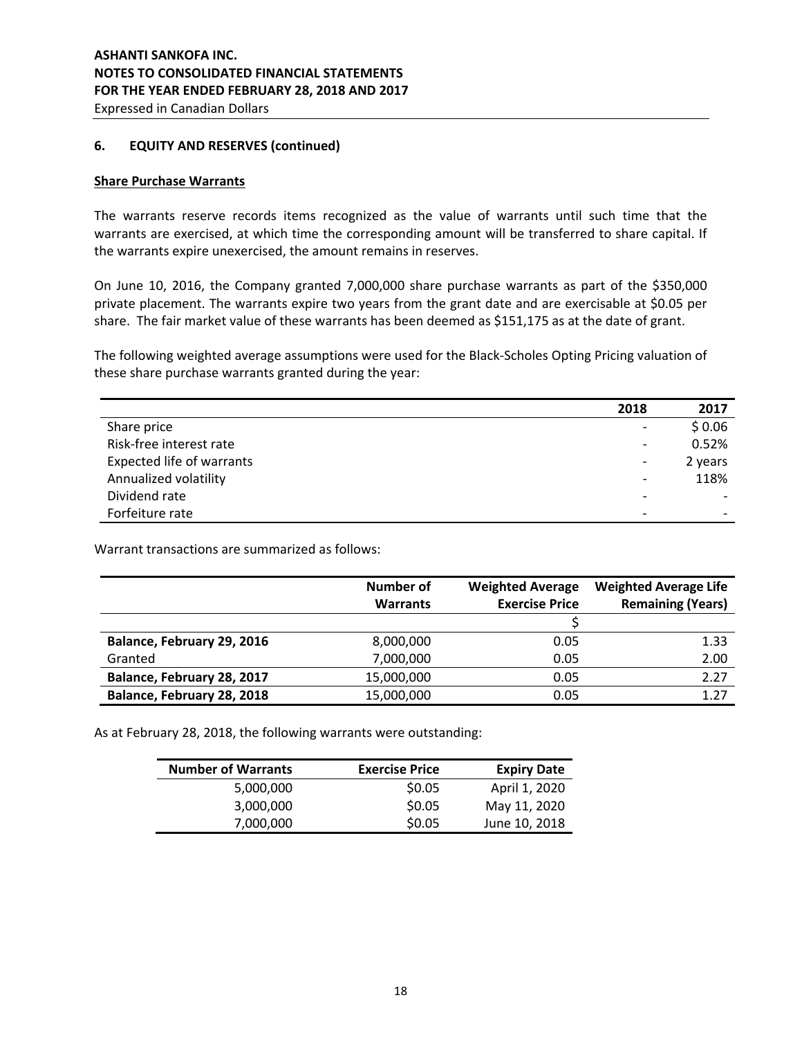**ASHANTI SANKOFA INC.**
**NOTES TO CONSOLIDATED FINANCIAL STATEMENTS**
**FOR THE YEAR ENDED FEBRUARY 28, 2018 AND 2017**
Expressed in Canadian Dollars

## 6. EQUITY AND RESERVES (continued)

### Share Purchase Warrants

The warrants reserve records items recognized as the value of warrants until such time that the warrants are exercised, at which time the corresponding amount will be transferred to share capital. If the warrants expire unexercised, the amount remains in reserves.

On June 10, 2016, the Company granted 7,000,000 share purchase warrants as part of the $350,000 private placement. The warrants expire two years from the grant date and are exercisable at $0.05 per share. The fair market value of these warrants has been deemed as $151,175 as at the date of grant.

The following weighted average assumptions were used for the Black-Scholes Opting Pricing valuation of these share purchase warrants granted during the year:

| | 2018 | 2017 |
|---|---|---|
| Share price | - | $ 0.06 |
| Risk-free interest rate | - | 0.52% |
| Expected life of warrants | - | 2 years |
| Annualized volatility | - | 118% |
| Dividend rate | - | - |
| Forfeiture rate | - | - |

Warrant transactions are summarized as follows:

| | Number of Warrants | Weighted Average Exercise Price | Weighted Average Life Remaining (Years) |
|---|---|---|---|
| | | $ | |
| **Balance, February 29, 2016** | 8,000,000 | 0.05 | 1.33 |
| Granted | 7,000,000 | 0.05 | 2.00 |
| **Balance, February 28, 2017** | 15,000,000 | 0.05 | 2.27 |
| **Balance, February 28, 2018** | 15,000,000 | 0.05 | 1.27 |

As at February 28, 2018, the following warrants were outstanding:

| Number of Warrants | Exercise Price | Expiry Date |
|---|---|---|
| 5,000,000 | $0.05 | April 1, 2020 |
| 3,000,000 | $0.05 | May 11, 2020 |
| 7,000,000 | $0.05 | June 10, 2018 |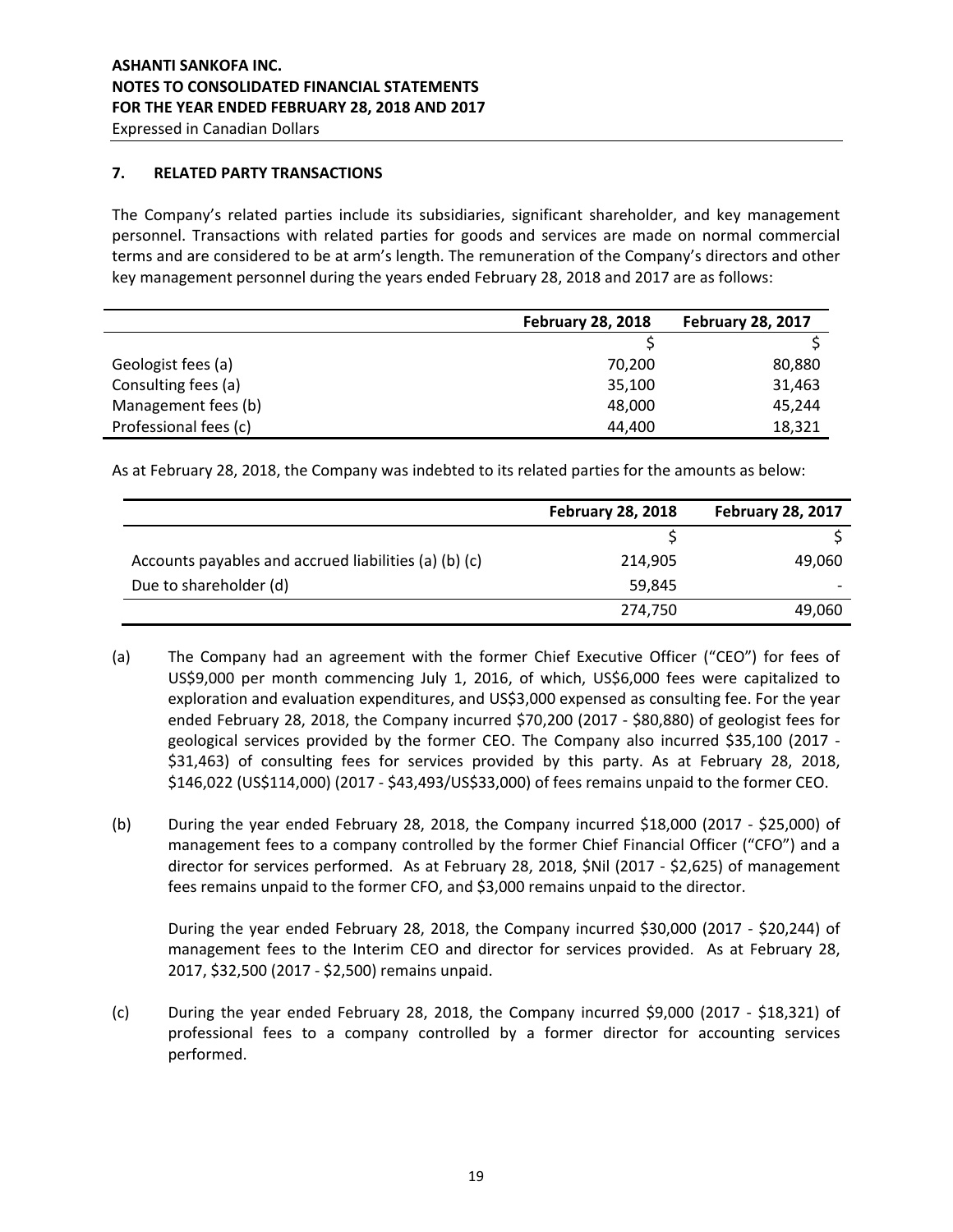## 7. RELATED PARTY TRANSACTIONS

The Company's related parties include its subsidiaries, significant shareholder, and key management personnel. Transactions with related parties for goods and services are made on normal commercial terms and are considered to be at arm's length. The remuneration of the Company's directors and other key management personnel during the years ended February 28, 2018 and 2017 are as follows:

| | February 28, 2018 | February 28, 2017 |
|---|---|---|
| | $ | $ |
| Geologist fees (a) | 70,200 | 80,880 |
| Consulting fees (a) | 35,100 | 31,463 |
| Management fees (b) | 48,000 | 45,244 |
| Professional fees (c) | 44,400 | 18,321 |

As at February 28, 2018, the Company was indebted to its related parties for the amounts as below:

| | February 28, 2018 | February 28, 2017 |
|---|---|---|
| | $ | $ |
| Accounts payables and accrued liabilities (a) (b) (c) | 214,905 | 49,060 |
| Due to shareholder (d) | 59,845 | - |
| | 274,750 | 49,060 |

(a) The Company had an agreement with the former Chief Executive Officer ("CEO") for fees of US$9,000 per month commencing July 1, 2016, of which, US$6,000 fees were capitalized to exploration and evaluation expenditures, and US$3,000 expensed as consulting fee. For the year ended February 28, 2018, the Company incurred $70,200 (2017 - $80,880) of geologist fees for geological services provided by the former CEO. The Company also incurred $35,100 (2017 - $31,463) of consulting fees for services provided by this party. As at February 28, 2018, $146,022 (US$114,000) (2017 - $43,493/US$33,000) of fees remains unpaid to the former CEO.

(b) During the year ended February 28, 2018, the Company incurred $18,000 (2017 - $25,000) of management fees to a company controlled by the former Chief Financial Officer ("CFO") and a director for services performed. As at February 28, 2018, $Nil (2017 - $2,625) of management fees remains unpaid to the former CFO, and $3,000 remains unpaid to the director.

During the year ended February 28, 2018, the Company incurred $30,000 (2017 - $20,244) of management fees to the Interim CEO and director for services provided. As at February 28, 2017, $32,500 (2017 - $2,500) remains unpaid.

(c) During the year ended February 28, 2018, the Company incurred $9,000 (2017 - $18,321) of professional fees to a company controlled by a former director for accounting services performed.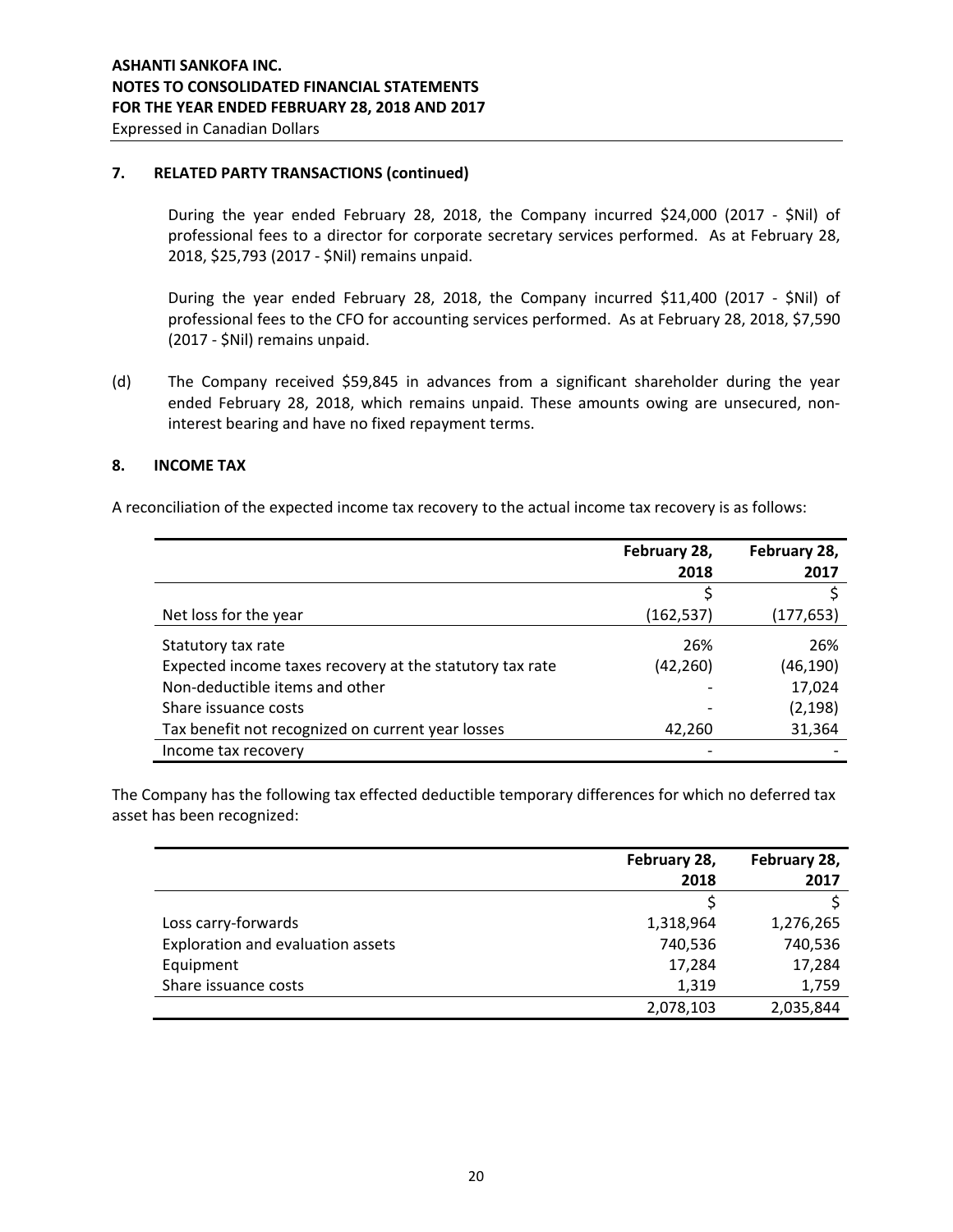## 7. RELATED PARTY TRANSACTIONS (continued)

During the year ended February 28, 2018, the Company incurred $24,000 (2017 - $Nil) of professional fees to a director for corporate secretary services performed. As at February 28, 2018, $25,793 (2017 - $Nil) remains unpaid.

During the year ended February 28, 2018, the Company incurred $11,400 (2017 - $Nil) of professional fees to the CFO for accounting services performed. As at February 28, 2018, $7,590 (2017 - $Nil) remains unpaid.

(d) The Company received $59,845 in advances from a significant shareholder during the year ended February 28, 2018, which remains unpaid. These amounts owing are unsecured, non-interest bearing and have no fixed repayment terms.

## 8. INCOME TAX

A reconciliation of the expected income tax recovery to the actual income tax recovery is as follows:

| | February 28, 2018 | February 28, 2017 |
|---|---|---|
| | $ | $ |
| Net loss for the year | (162,537) | (177,653) |
| Statutory tax rate | 26% | 26% |
| Expected income taxes recovery at the statutory tax rate | (42,260) | (46,190) |
| Non-deductible items and other | - | 17,024 |
| Share issuance costs | - | (2,198) |
| Tax benefit not recognized on current year losses | 42,260 | 31,364 |
| Income tax recovery | - | - |

The Company has the following tax effected deductible temporary differences for which no deferred tax asset has been recognized:

| | February 28, 2018 | February 28, 2017 |
|---|---|---|
| | $ | $ |
| Loss carry-forwards | 1,318,964 | 1,276,265 |
| Exploration and evaluation assets | 740,536 | 740,536 |
| Equipment | 17,284 | 17,284 |
| Share issuance costs | 1,319 | 1,759 |
| | 2,078,103 | 2,035,844 |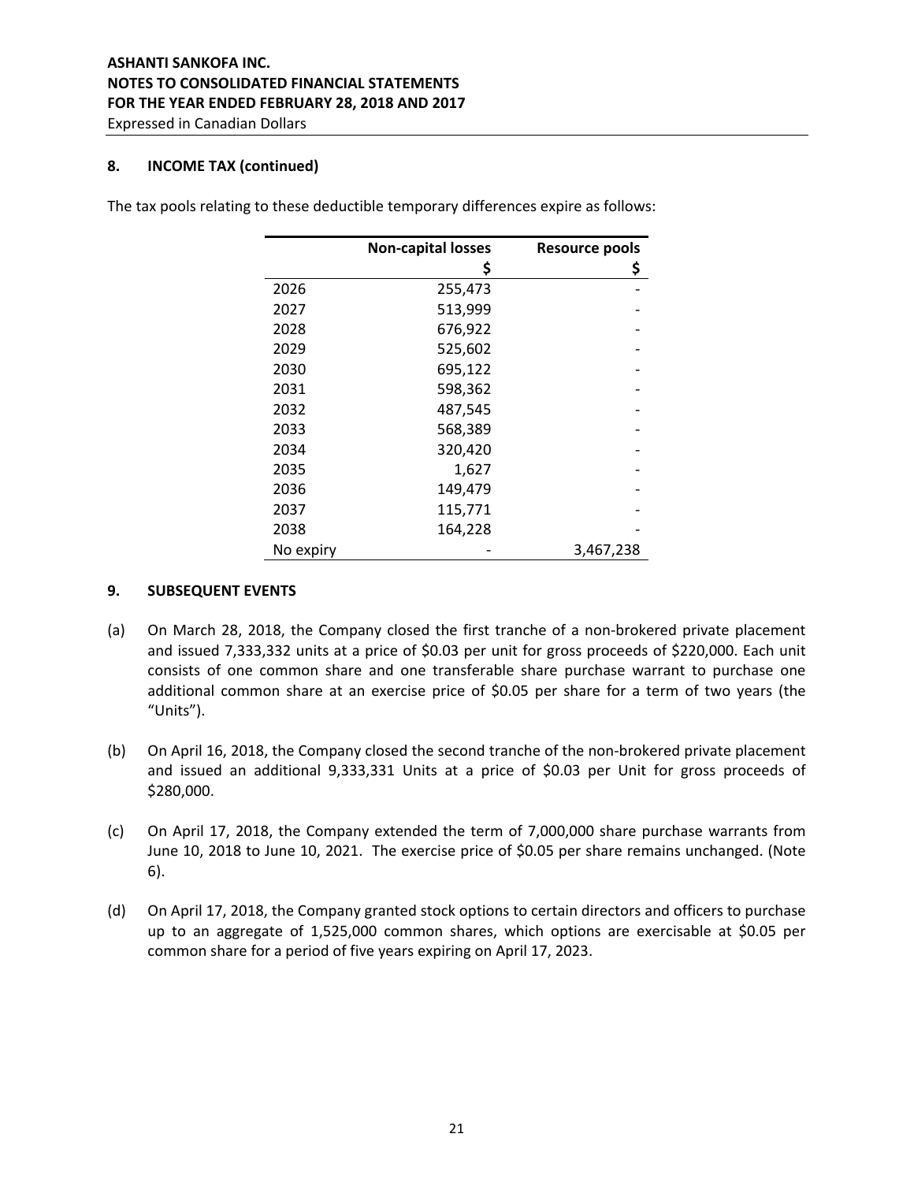## 8. INCOME TAX (continued)

The tax pools relating to these deductible temporary differences expire as follows:

| | Non-capital losses | Resource pools |
|---|---|---|
| | $ | $ |
| 2026 | 255,473 | - |
| 2027 | 513,999 | - |
| 2028 | 676,922 | - |
| 2029 | 525,602 | - |
| 2030 | 695,122 | - |
| 2031 | 598,362 | - |
| 2032 | 487,545 | - |
| 2033 | 568,389 | - |
| 2034 | 320,420 | - |
| 2035 | 1,627 | - |
| 2036 | 149,479 | - |
| 2037 | 115,771 | - |
| 2038 | 164,228 | - |
| No expiry | - | 3,467,238 |

## 9. SUBSEQUENT EVENTS

(a) On March 28, 2018, the Company closed the first tranche of a non-brokered private placement and issued 7,333,332 units at a price of $0.03 per unit for gross proceeds of $220,000. Each unit consists of one common share and one transferable share purchase warrant to purchase one additional common share at an exercise price of $0.05 per share for a term of two years (the "Units").

(b) On April 16, 2018, the Company closed the second tranche of the non-brokered private placement and issued an additional 9,333,331 Units at a price of $0.03 per Unit for gross proceeds of $280,000.

(c) On April 17, 2018, the Company extended the term of 7,000,000 share purchase warrants from June 10, 2018 to June 10, 2021. The exercise price of $0.05 per share remains unchanged. (Note 6).

(d) On April 17, 2018, the Company granted stock options to certain directors and officers to purchase up to an aggregate of 1,525,000 common shares, which options are exercisable at $0.05 per common share for a period of five years expiring on April 17, 2023.